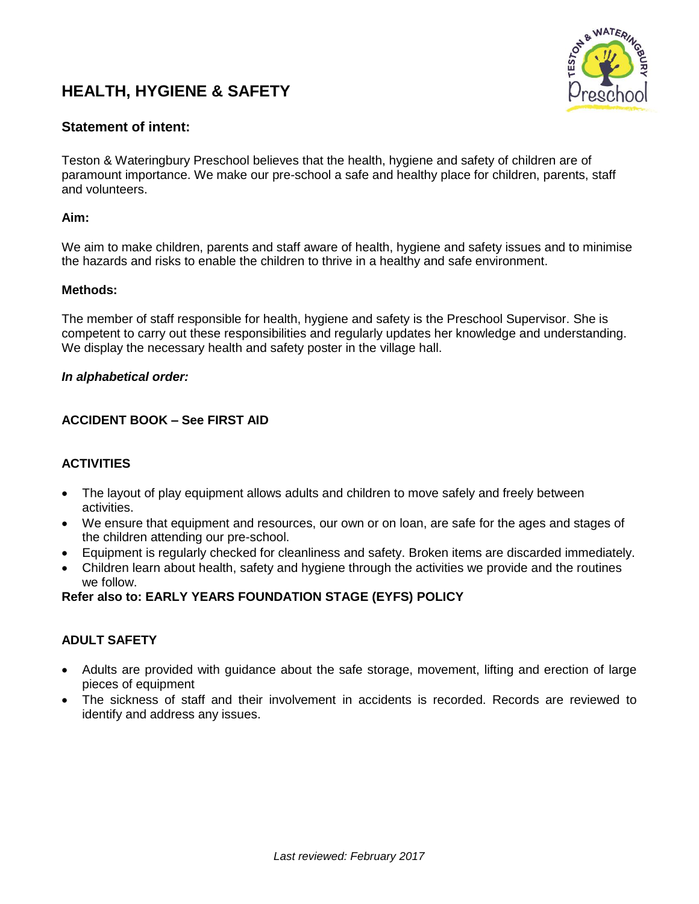# HEALTH, HYGIENE & SAFETY

## Statement of intent:

Teston & Wateringbury Preschool believes that the health, hygiene and safety of children are of paramount importance. We make our pre-school a safe and healthy place for children, parents, staff and volunteers.

### Aim:

We aim to make children, parents and staff aware of health, hygiene and safety issues and to minimise the hazards and risks to enable the children to thrive in a healthy and safe environment.

### Methods:

The member of staff responsible for health, hygiene and safety is the Preschool Supervisor. She is competent to carry out these responsibilities and regularly updates her knowledge and understanding. We display the necessary health and safety poster in the village hall.

***In alphabetical order:***

**ACCIDENT BOOK – See FIRST AID**

**ACTIVITIES**

- The layout of play equipment allows adults and children to move safely and freely between activities.
- We ensure that equipment and resources, our own or on loan, are safe for the ages and stages of the children attending our pre-school.
- Equipment is regularly checked for cleanliness and safety. Broken items are discarded immediately.
- Children learn about health, safety and hygiene through the activities we provide and the routines we follow.

**Refer also to: EARLY YEARS FOUNDATION STAGE (EYFS) POLICY**

**ADULT SAFETY**

- Adults are provided with guidance about the safe storage, movement, lifting and erection of large pieces of equipment
- The sickness of staff and their involvement in accidents is recorded. Records are reviewed to identify and address any issues.

*Last reviewed: February 2017*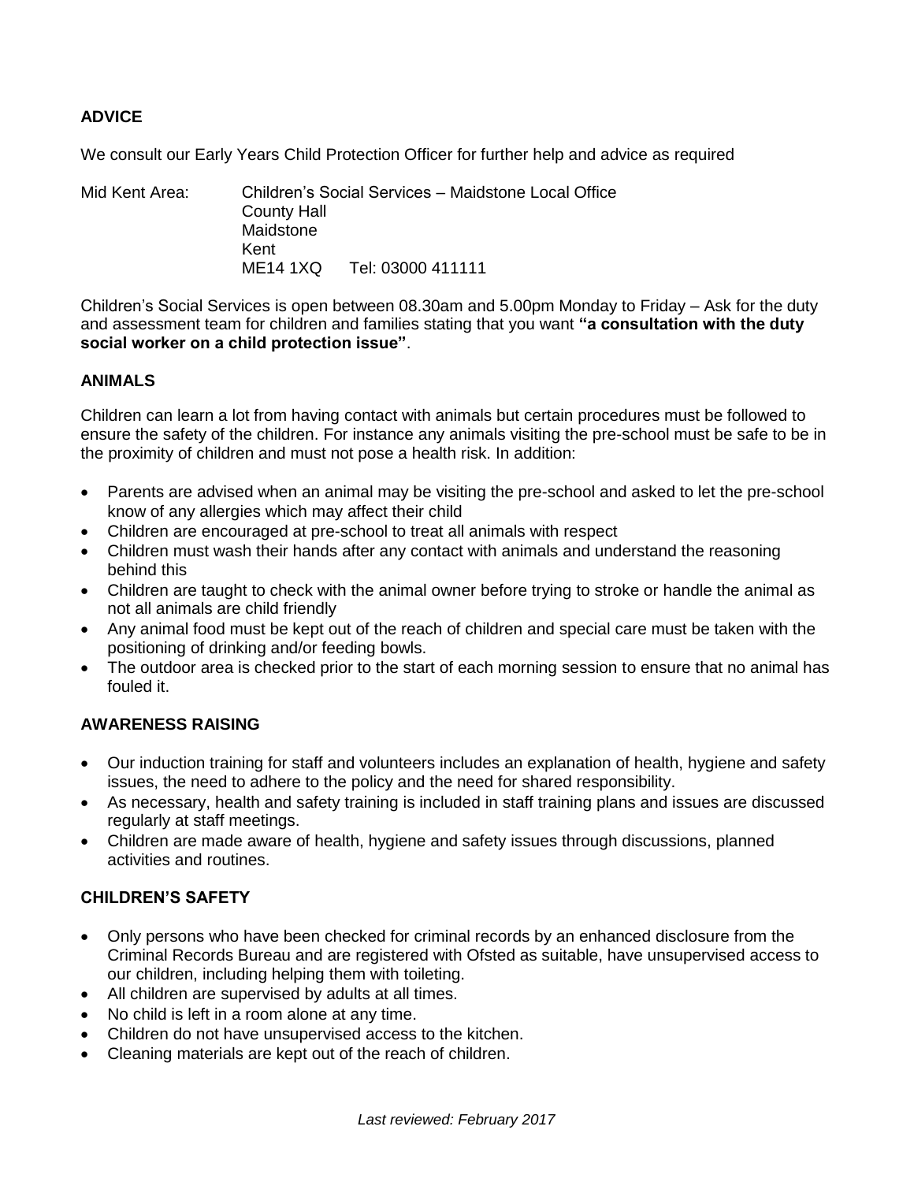**ADVICE**

We consult our Early Years Child Protection Officer for further help and advice as required

Mid Kent Area: Children's Social Services – Maidstone Local Office
County Hall
Maidstone
Kent
ME14 1XQ Tel: 03000 411111

Children's Social Services is open between 08.30am and 5.00pm Monday to Friday – Ask for the duty and assessment team for children and families stating that you want **"a consultation with the duty social worker on a child protection issue"**.

**ANIMALS**

Children can learn a lot from having contact with animals but certain procedures must be followed to ensure the safety of the children. For instance any animals visiting the pre-school must be safe to be in the proximity of children and must not pose a health risk. In addition:

- Parents are advised when an animal may be visiting the pre-school and asked to let the pre-school know of any allergies which may affect their child
- Children are encouraged at pre-school to treat all animals with respect
- Children must wash their hands after any contact with animals and understand the reasoning behind this
- Children are taught to check with the animal owner before trying to stroke or handle the animal as not all animals are child friendly
- Any animal food must be kept out of the reach of children and special care must be taken with the positioning of drinking and/or feeding bowls.
- The outdoor area is checked prior to the start of each morning session to ensure that no animal has fouled it.

**AWARENESS RAISING**

- Our induction training for staff and volunteers includes an explanation of health, hygiene and safety issues, the need to adhere to the policy and the need for shared responsibility.
- As necessary, health and safety training is included in staff training plans and issues are discussed regularly at staff meetings.
- Children are made aware of health, hygiene and safety issues through discussions, planned activities and routines.

**CHILDREN'S SAFETY**

- Only persons who have been checked for criminal records by an enhanced disclosure from the Criminal Records Bureau and are registered with Ofsted as suitable, have unsupervised access to our children, including helping them with toileting.
- All children are supervised by adults at all times.
- No child is left in a room alone at any time.
- Children do not have unsupervised access to the kitchen.
- Cleaning materials are kept out of the reach of children.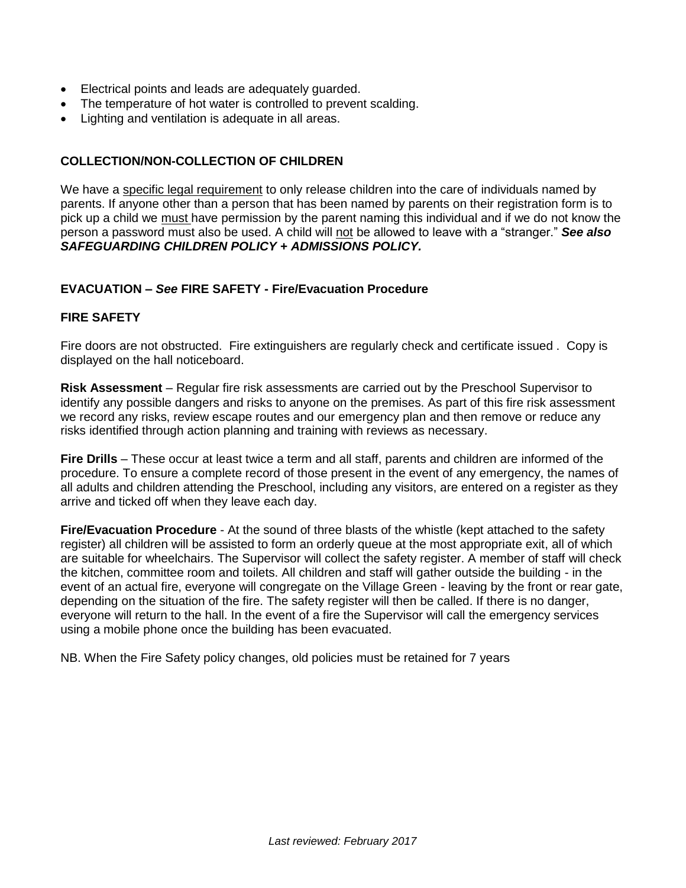- Electrical points and leads are adequately guarded.
- The temperature of hot water is controlled to prevent scalding.
- Lighting and ventilation is adequate in all areas.

**COLLECTION/NON-COLLECTION OF CHILDREN**

We have a <u>specific legal requirement</u> to only release children into the care of individuals named by parents. If anyone other than a person that has been named by parents on their registration form is to pick up a child we <u>must</u> have permission by the parent naming this individual and if we do not know the person a password must also be used. A child will <u>not</u> be allowed to leave with a "stranger." ***See also SAFEGUARDING CHILDREN POLICY + ADMISSIONS POLICY.***

**EVACUATION – *See* FIRE SAFETY - Fire/Evacuation Procedure**

**FIRE SAFETY**

Fire doors are not obstructed. Fire extinguishers are regularly check and certificate issued . Copy is displayed on the hall noticeboard.

**Risk Assessment** – Regular fire risk assessments are carried out by the Preschool Supervisor to identify any possible dangers and risks to anyone on the premises. As part of this fire risk assessment we record any risks, review escape routes and our emergency plan and then remove or reduce any risks identified through action planning and training with reviews as necessary.

**Fire Drills** – These occur at least twice a term and all staff, parents and children are informed of the procedure. To ensure a complete record of those present in the event of any emergency, the names of all adults and children attending the Preschool, including any visitors, are entered on a register as they arrive and ticked off when they leave each day.

**Fire/Evacuation Procedure** - At the sound of three blasts of the whistle (kept attached to the safety register) all children will be assisted to form an orderly queue at the most appropriate exit, all of which are suitable for wheelchairs. The Supervisor will collect the safety register. A member of staff will check the kitchen, committee room and toilets. All children and staff will gather outside the building - in the event of an actual fire, everyone will congregate on the Village Green - leaving by the front or rear gate, depending on the situation of the fire. The safety register will then be called. If there is no danger, everyone will return to the hall. In the event of a fire the Supervisor will call the emergency services using a mobile phone once the building has been evacuated.

NB. When the Fire Safety policy changes, old policies must be retained for 7 years

*Last reviewed: February 2017*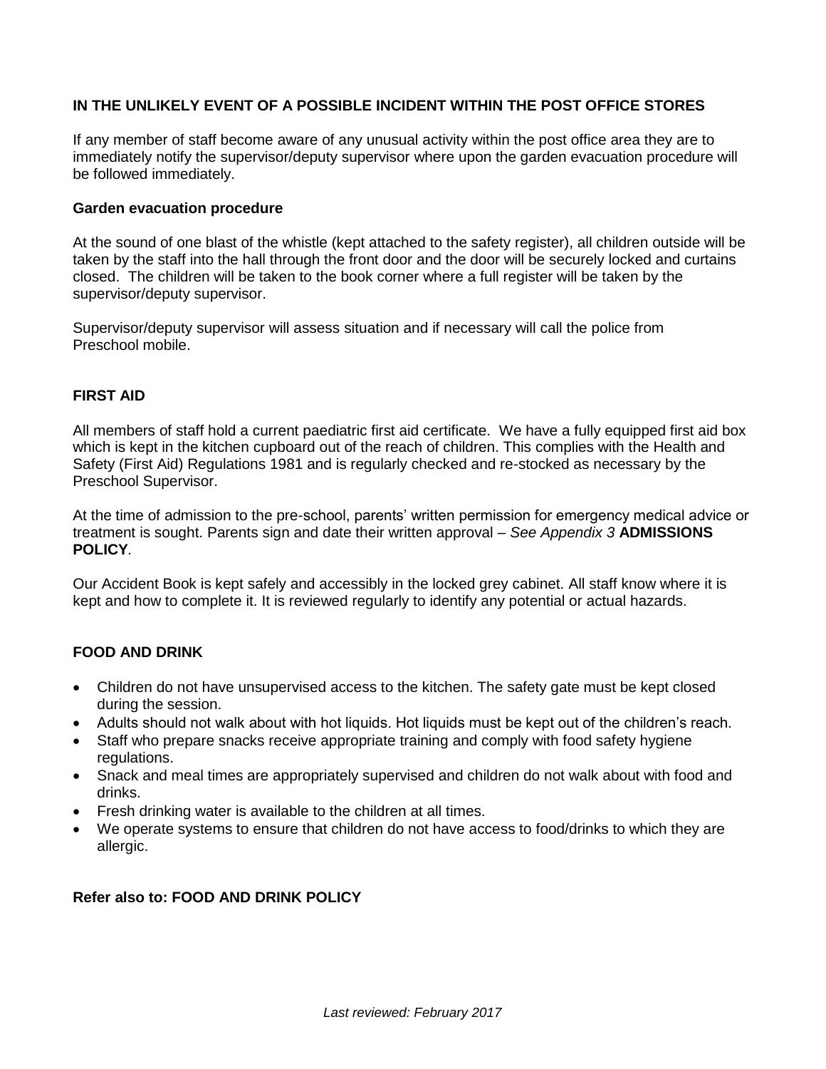**IN THE UNLIKELY EVENT OF A POSSIBLE INCIDENT WITHIN THE POST OFFICE STORES**

If any member of staff become aware of any unusual activity within the post office area they are to immediately notify the supervisor/deputy supervisor where upon the garden evacuation procedure will be followed immediately.

**Garden evacuation procedure**

At the sound of one blast of the whistle (kept attached to the safety register), all children outside will be taken by the staff into the hall through the front door and the door will be securely locked and curtains closed. The children will be taken to the book corner where a full register will be taken by the supervisor/deputy supervisor.

Supervisor/deputy supervisor will assess situation and if necessary will call the police from Preschool mobile.

**FIRST AID**

All members of staff hold a current paediatric first aid certificate. We have a fully equipped first aid box which is kept in the kitchen cupboard out of the reach of children. This complies with the Health and Safety (First Aid) Regulations 1981 and is regularly checked and re-stocked as necessary by the Preschool Supervisor.

At the time of admission to the pre-school, parents' written permission for emergency medical advice or treatment is sought. Parents sign and date their written approval – *See Appendix 3* **ADMISSIONS POLICY**.

Our Accident Book is kept safely and accessibly in the locked grey cabinet. All staff know where it is kept and how to complete it. It is reviewed regularly to identify any potential or actual hazards.

**FOOD AND DRINK**

- Children do not have unsupervised access to the kitchen. The safety gate must be kept closed during the session.
- Adults should not walk about with hot liquids. Hot liquids must be kept out of the children's reach.
- Staff who prepare snacks receive appropriate training and comply with food safety hygiene regulations.
- Snack and meal times are appropriately supervised and children do not walk about with food and drinks.
- Fresh drinking water is available to the children at all times.
- We operate systems to ensure that children do not have access to food/drinks to which they are allergic.

**Refer also to: FOOD AND DRINK POLICY**

*Last reviewed: February 2017*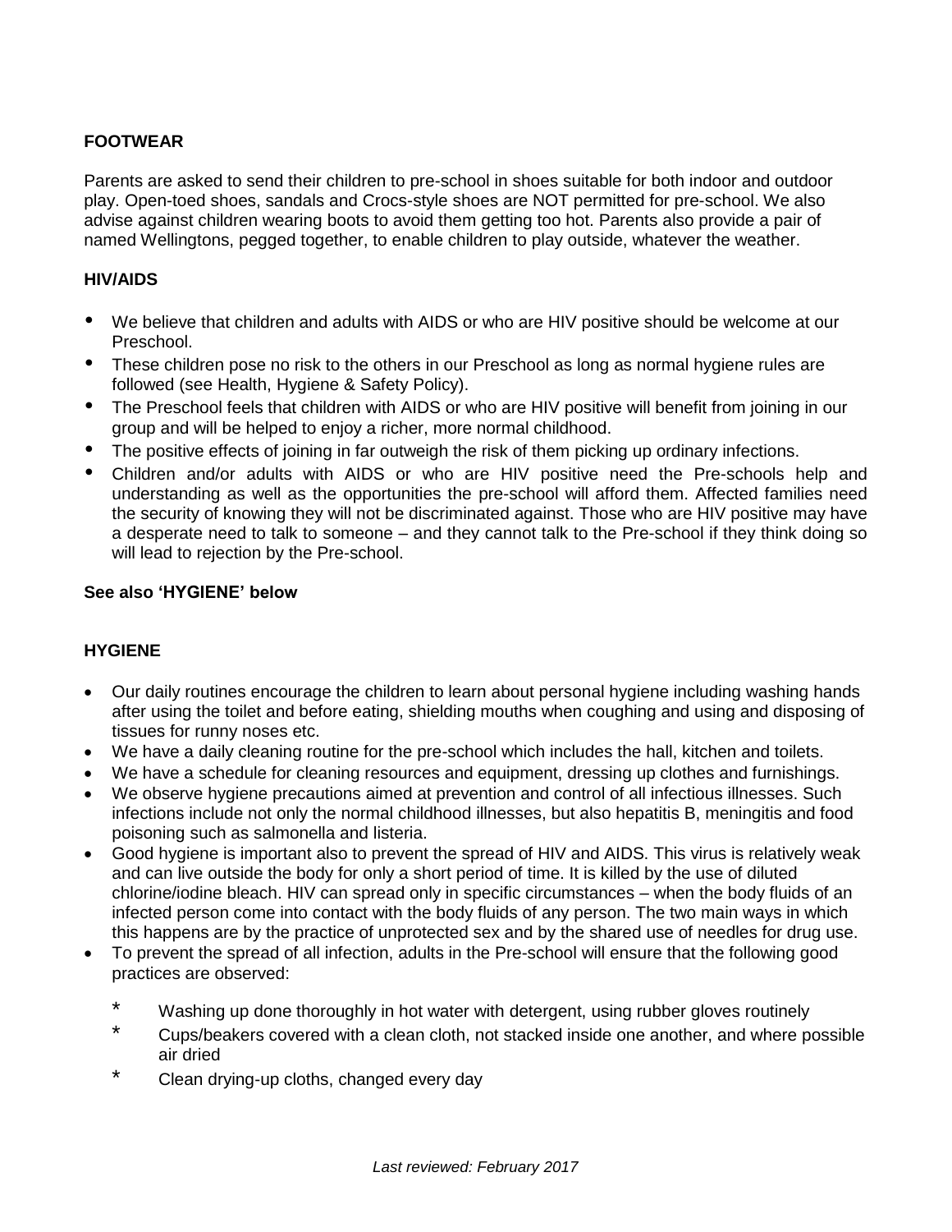## FOOTWEAR

Parents are asked to send their children to pre-school in shoes suitable for both indoor and outdoor play. Open-toed shoes, sandals and Crocs-style shoes are NOT permitted for pre-school. We also advise against children wearing boots to avoid them getting too hot. Parents also provide a pair of named Wellingtons, pegged together, to enable children to play outside, whatever the weather.

## HIV/AIDS

- We believe that children and adults with AIDS or who are HIV positive should be welcome at our Preschool.
- These children pose no risk to the others in our Preschool as long as normal hygiene rules are followed (see Health, Hygiene & Safety Policy).
- The Preschool feels that children with AIDS or who are HIV positive will benefit from joining in our group and will be helped to enjoy a richer, more normal childhood.
- The positive effects of joining in far outweigh the risk of them picking up ordinary infections.
- Children and/or adults with AIDS or who are HIV positive need the Pre-schools help and understanding as well as the opportunities the pre-school will afford them. Affected families need the security of knowing they will not be discriminated against. Those who are HIV positive may have a desperate need to talk to someone – and they cannot talk to the Pre-school if they think doing so will lead to rejection by the Pre-school.

**See also 'HYGIENE' below**

## HYGIENE

- Our daily routines encourage the children to learn about personal hygiene including washing hands after using the toilet and before eating, shielding mouths when coughing and using and disposing of tissues for runny noses etc.
- We have a daily cleaning routine for the pre-school which includes the hall, kitchen and toilets.
- We have a schedule for cleaning resources and equipment, dressing up clothes and furnishings.
- We observe hygiene precautions aimed at prevention and control of all infectious illnesses. Such infections include not only the normal childhood illnesses, but also hepatitis B, meningitis and food poisoning such as salmonella and listeria.
- Good hygiene is important also to prevent the spread of HIV and AIDS. This virus is relatively weak and can live outside the body for only a short period of time. It is killed by the use of diluted chlorine/iodine bleach. HIV can spread only in specific circumstances – when the body fluids of an infected person come into contact with the body fluids of any person. The two main ways in which this happens are by the practice of unprotected sex and by the shared use of needles for drug use.
- To prevent the spread of all infection, adults in the Pre-school will ensure that the following good practices are observed:
  - Washing up done thoroughly in hot water with detergent, using rubber gloves routinely
  - Cups/beakers covered with a clean cloth, not stacked inside one another, and where possible air dried
  - Clean drying-up cloths, changed every day

*Last reviewed: February 2017*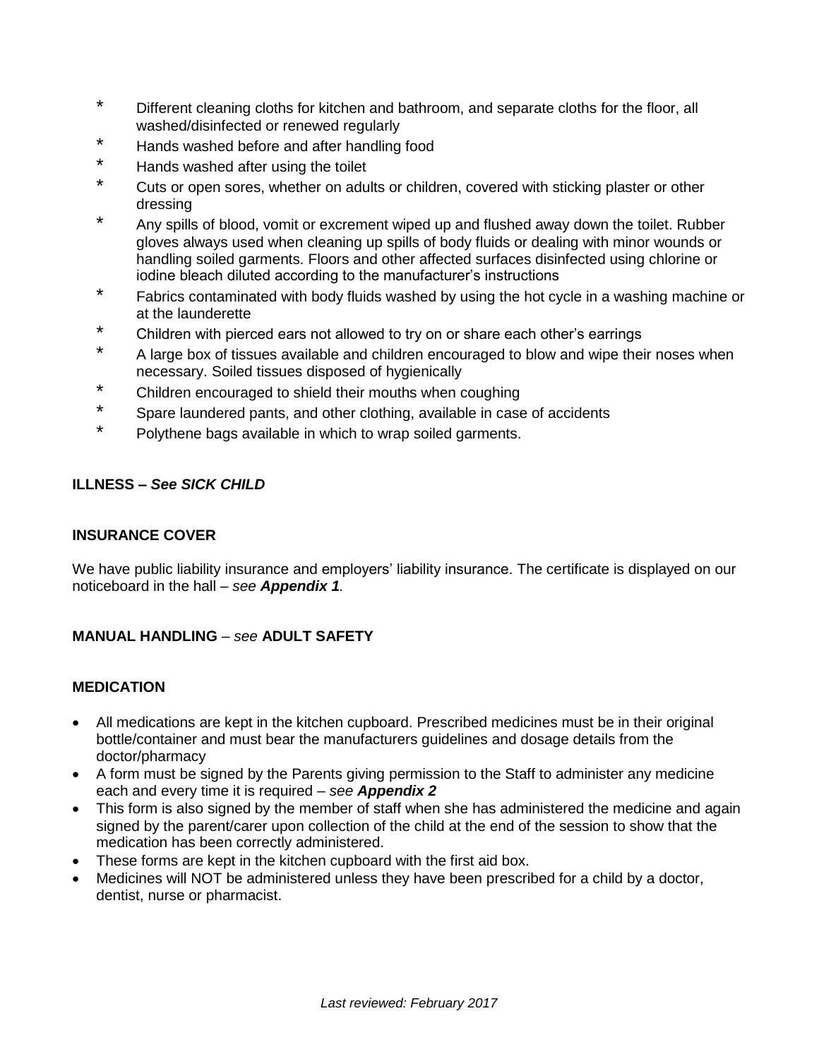* Different cleaning cloths for kitchen and bathroom, and separate cloths for the floor, all washed/disinfected or renewed regularly
* Hands washed before and after handling food
* Hands washed after using the toilet
* Cuts or open sores, whether on adults or children, covered with sticking plaster or other dressing
* Any spills of blood, vomit or excrement wiped up and flushed away down the toilet. Rubber gloves always used when cleaning up spills of body fluids or dealing with minor wounds or handling soiled garments. Floors and other affected surfaces disinfected using chlorine or iodine bleach diluted according to the manufacturer's instructions
* Fabrics contaminated with body fluids washed by using the hot cycle in a washing machine or at the launderette
* Children with pierced ears not allowed to try on or share each other's earrings
* A large box of tissues available and children encouraged to blow and wipe their noses when necessary. Soiled tissues disposed of hygienically
* Children encouraged to shield their mouths when coughing
* Spare laundered pants, and other clothing, available in case of accidents
* Polythene bags available in which to wrap soiled garments.

**ILLNESS – *See SICK CHILD***

**INSURANCE COVER**

We have public liability insurance and employers' liability insurance. The certificate is displayed on our noticeboard in the hall – *see **Appendix 1**.*

**MANUAL HANDLING** – *see* **ADULT SAFETY**

**MEDICATION**

- All medications are kept in the kitchen cupboard. Prescribed medicines must be in their original bottle/container and must bear the manufacturers guidelines and dosage details from the doctor/pharmacy
- A form must be signed by the Parents giving permission to the Staff to administer any medicine each and every time it is required – *see **Appendix 2***
- This form is also signed by the member of staff when she has administered the medicine and again signed by the parent/carer upon collection of the child at the end of the session to show that the medication has been correctly administered.
- These forms are kept in the kitchen cupboard with the first aid box.
- Medicines will NOT be administered unless they have been prescribed for a child by a doctor, dentist, nurse or pharmacist.

*Last reviewed: February 2017*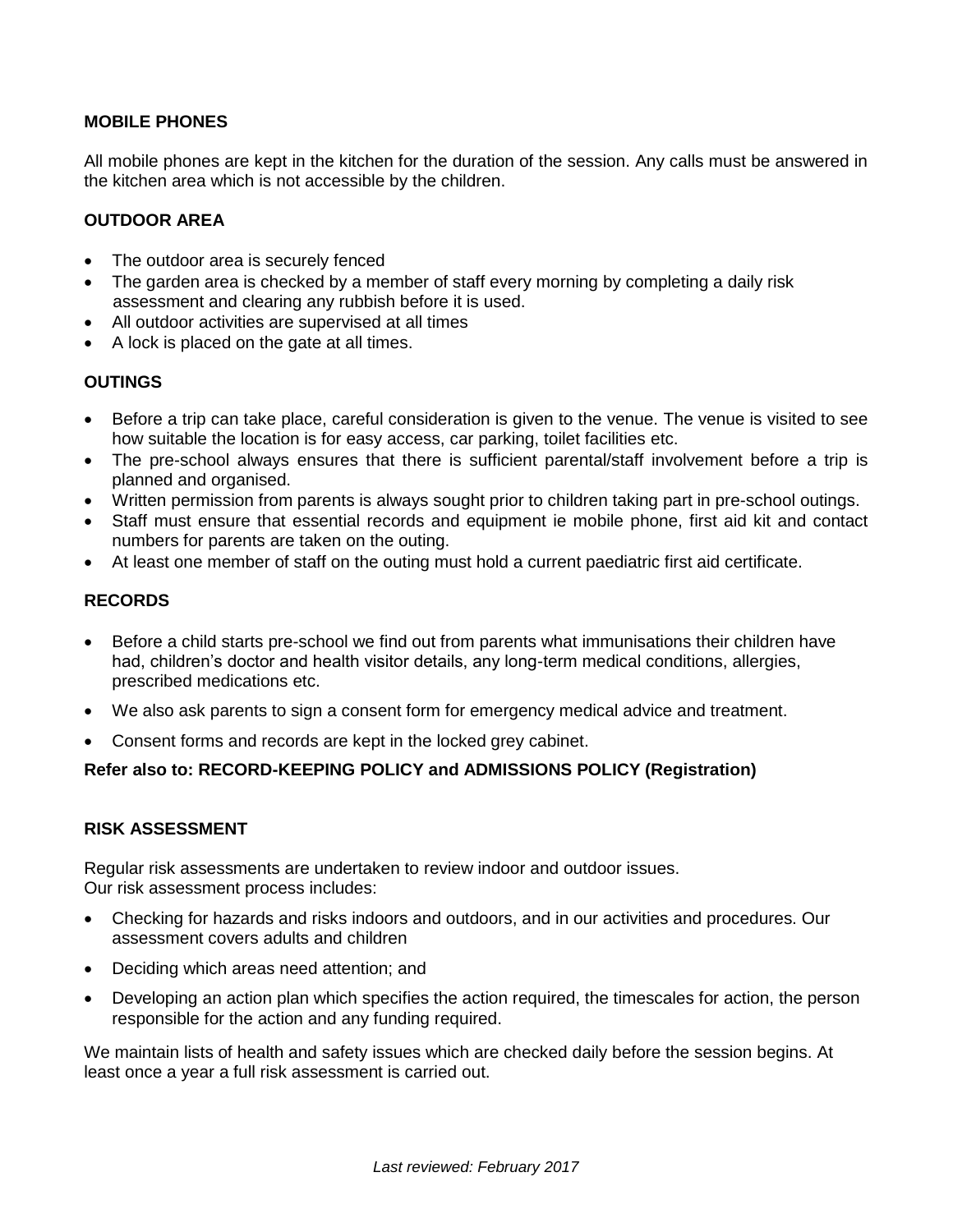**MOBILE PHONES**

All mobile phones are kept in the kitchen for the duration of the session. Any calls must be answered in the kitchen area which is not accessible by the children.

**OUTDOOR AREA**

- The outdoor area is securely fenced
- The garden area is checked by a member of staff every morning by completing a daily risk assessment and clearing any rubbish before it is used.
- All outdoor activities are supervised at all times
- A lock is placed on the gate at all times.

**OUTINGS**

- Before a trip can take place, careful consideration is given to the venue. The venue is visited to see how suitable the location is for easy access, car parking, toilet facilities etc.
- The pre-school always ensures that there is sufficient parental/staff involvement before a trip is planned and organised.
- Written permission from parents is always sought prior to children taking part in pre-school outings.
- Staff must ensure that essential records and equipment ie mobile phone, first aid kit and contact numbers for parents are taken on the outing.
- At least one member of staff on the outing must hold a current paediatric first aid certificate.

**RECORDS**

- Before a child starts pre-school we find out from parents what immunisations their children have had, children's doctor and health visitor details, any long-term medical conditions, allergies, prescribed medications etc.
- We also ask parents to sign a consent form for emergency medical advice and treatment.
- Consent forms and records are kept in the locked grey cabinet.

**Refer also to: RECORD-KEEPING POLICY and ADMISSIONS POLICY (Registration)**

**RISK ASSESSMENT**

Regular risk assessments are undertaken to review indoor and outdoor issues.
Our risk assessment process includes:

- Checking for hazards and risks indoors and outdoors, and in our activities and procedures. Our assessment covers adults and children
- Deciding which areas need attention; and
- Developing an action plan which specifies the action required, the timescales for action, the person responsible for the action and any funding required.

We maintain lists of health and safety issues which are checked daily before the session begins. At least once a year a full risk assessment is carried out.

*Last reviewed: February 2017*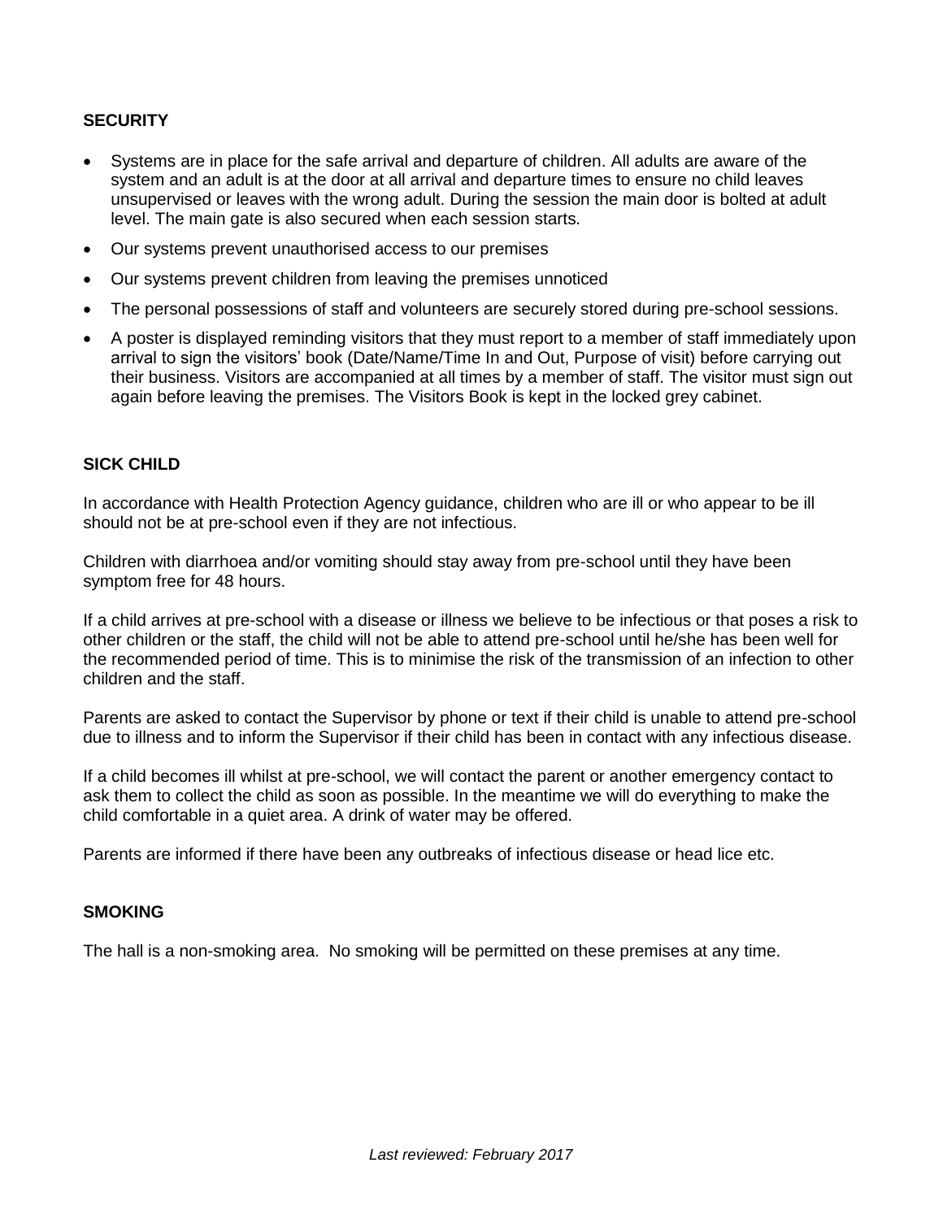## SECURITY

- Systems are in place for the safe arrival and departure of children. All adults are aware of the system and an adult is at the door at all arrival and departure times to ensure no child leaves unsupervised or leaves with the wrong adult. During the session the main door is bolted at adult level. The main gate is also secured when each session starts.
- Our systems prevent unauthorised access to our premises
- Our systems prevent children from leaving the premises unnoticed
- The personal possessions of staff and volunteers are securely stored during pre-school sessions.
- A poster is displayed reminding visitors that they must report to a member of staff immediately upon arrival to sign the visitors' book (Date/Name/Time In and Out, Purpose of visit) before carrying out their business. Visitors are accompanied at all times by a member of staff. The visitor must sign out again before leaving the premises. The Visitors Book is kept in the locked grey cabinet.

## SICK CHILD

In accordance with Health Protection Agency guidance, children who are ill or who appear to be ill should not be at pre-school even if they are not infectious.

Children with diarrhoea and/or vomiting should stay away from pre-school until they have been symptom free for 48 hours.

If a child arrives at pre-school with a disease or illness we believe to be infectious or that poses a risk to other children or the staff, the child will not be able to attend pre-school until he/she has been well for the recommended period of time. This is to minimise the risk of the transmission of an infection to other children and the staff.

Parents are asked to contact the Supervisor by phone or text if their child is unable to attend pre-school due to illness and to inform the Supervisor if their child has been in contact with any infectious disease.

If a child becomes ill whilst at pre-school, we will contact the parent or another emergency contact to ask them to collect the child as soon as possible. In the meantime we will do everything to make the child comfortable in a quiet area. A drink of water may be offered.

Parents are informed if there have been any outbreaks of infectious disease or head lice etc.

## SMOKING

The hall is a non-smoking area. No smoking will be permitted on these premises at any time.

*Last reviewed: February 2017*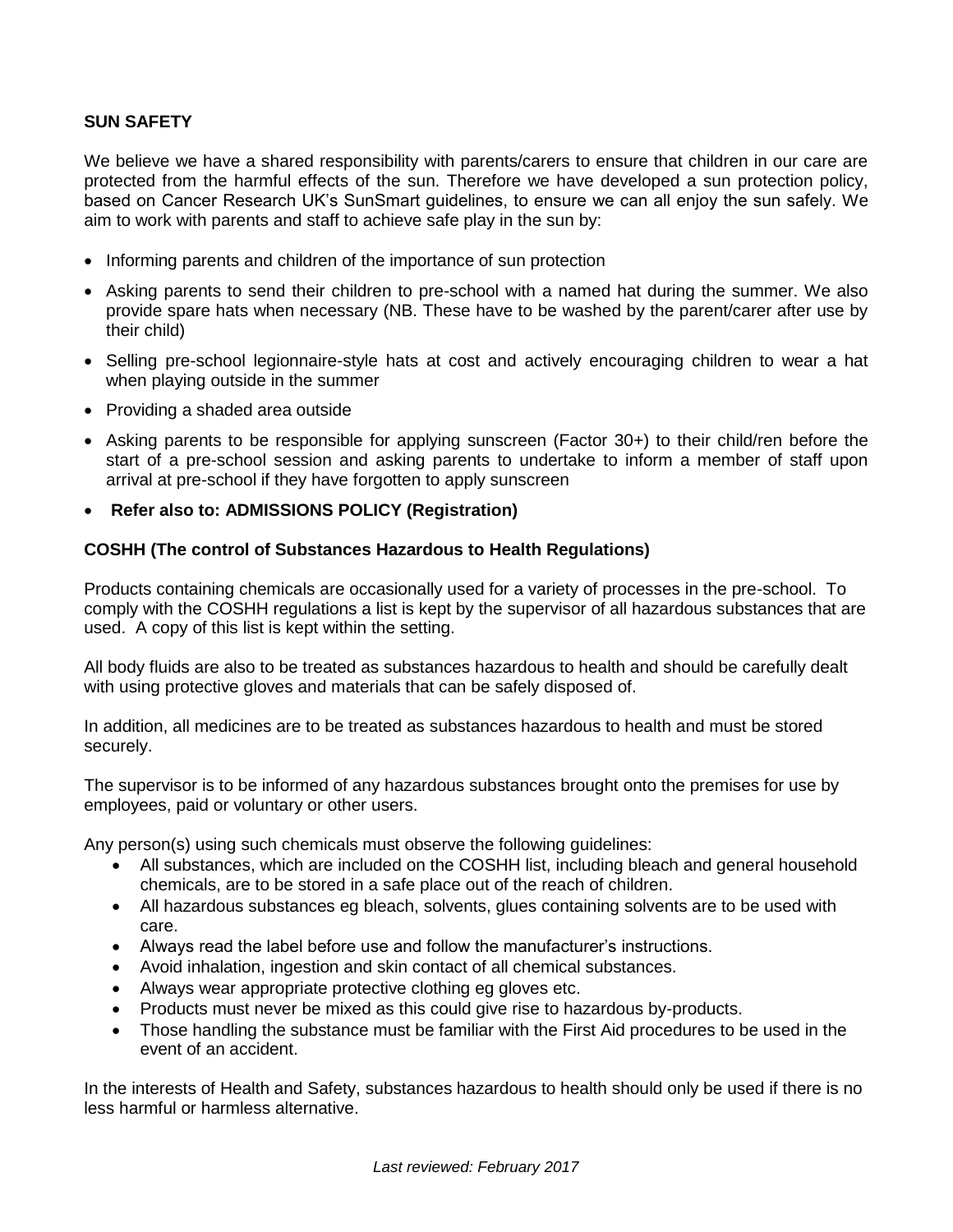**SUN SAFETY**

We believe we have a shared responsibility with parents/carers to ensure that children in our care are protected from the harmful effects of the sun. Therefore we have developed a sun protection policy, based on Cancer Research UK's SunSmart guidelines, to ensure we can all enjoy the sun safely. We aim to work with parents and staff to achieve safe play in the sun by:

- Informing parents and children of the importance of sun protection
- Asking parents to send their children to pre-school with a named hat during the summer. We also provide spare hats when necessary (NB. These have to be washed by the parent/carer after use by their child)
- Selling pre-school legionnaire-style hats at cost and actively encouraging children to wear a hat when playing outside in the summer
- Providing a shaded area outside
- Asking parents to be responsible for applying sunscreen (Factor 30+) to their child/ren before the start of a pre-school session and asking parents to undertake to inform a member of staff upon arrival at pre-school if they have forgotten to apply sunscreen
- **Refer also to: ADMISSIONS POLICY (Registration)**

**COSHH (The control of Substances Hazardous to Health Regulations)**

Products containing chemicals are occasionally used for a variety of processes in the pre-school. To comply with the COSHH regulations a list is kept by the supervisor of all hazardous substances that are used. A copy of this list is kept within the setting.

All body fluids are also to be treated as substances hazardous to health and should be carefully dealt with using protective gloves and materials that can be safely disposed of.

In addition, all medicines are to be treated as substances hazardous to health and must be stored securely.

The supervisor is to be informed of any hazardous substances brought onto the premises for use by employees, paid or voluntary or other users.

Any person(s) using such chemicals must observe the following guidelines:

- All substances, which are included on the COSHH list, including bleach and general household chemicals, are to be stored in a safe place out of the reach of children.
- All hazardous substances eg bleach, solvents, glues containing solvents are to be used with care.
- Always read the label before use and follow the manufacturer's instructions.
- Avoid inhalation, ingestion and skin contact of all chemical substances.
- Always wear appropriate protective clothing eg gloves etc.
- Products must never be mixed as this could give rise to hazardous by-products.
- Those handling the substance must be familiar with the First Aid procedures to be used in the event of an accident.

In the interests of Health and Safety, substances hazardous to health should only be used if there is no less harmful or harmless alternative.

*Last reviewed: February 2017*